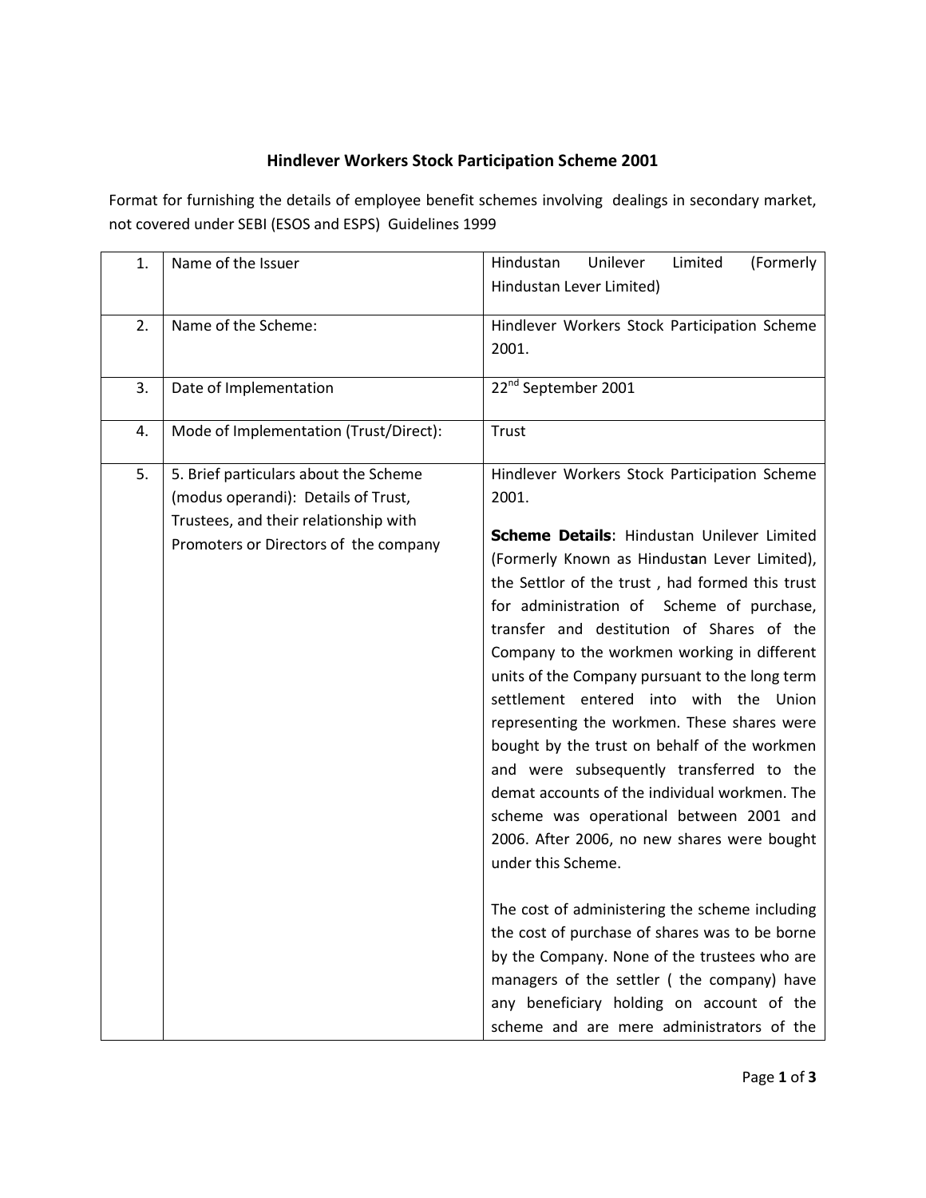# Hindlever Workers Stock Participation Scheme 2001

Format for furnishing the details of employee benefit schemes involving dealings in secondary market, not covered under SEBI (ESOS and ESPS) Guidelines 1999

| | | |
|---|---|---|
| 1. | Name of the Issuer | Hindustan Unilever Limited (Formerly Hindustan Lever Limited) |
| 2. | Name of the Scheme: | Hindlever Workers Stock Participation Scheme 2001. |
| 3. | Date of Implementation | 22nd September 2001 |
| 4. | Mode of Implementation (Trust/Direct): | Trust |
| 5. | 5. Brief particulars about the Scheme (modus operandi): Details of Trust, Trustees, and their relationship with Promoters or Directors of the company | Hindlever Workers Stock Participation Scheme 2001.<br><br>**Scheme Details**: Hindustan Unilever Limited (Formerly Known as Hindustan Lever Limited), the Settlor of the trust , had formed this trust for administration of Scheme of purchase, transfer and destitution of Shares of the Company to the workmen working in different units of the Company pursuant to the long term settlement entered into with the Union representing the workmen. These shares were bought by the trust on behalf of the workmen and were subsequently transferred to the demat accounts of the individual workmen. The scheme was operational between 2001 and 2006. After 2006, no new shares were bought under this Scheme.<br><br>The cost of administering the scheme including the cost of purchase of shares was to be borne by the Company. None of the trustees who are managers of the settler ( the company) have any beneficiary holding on account of the scheme and are mere administrators of the |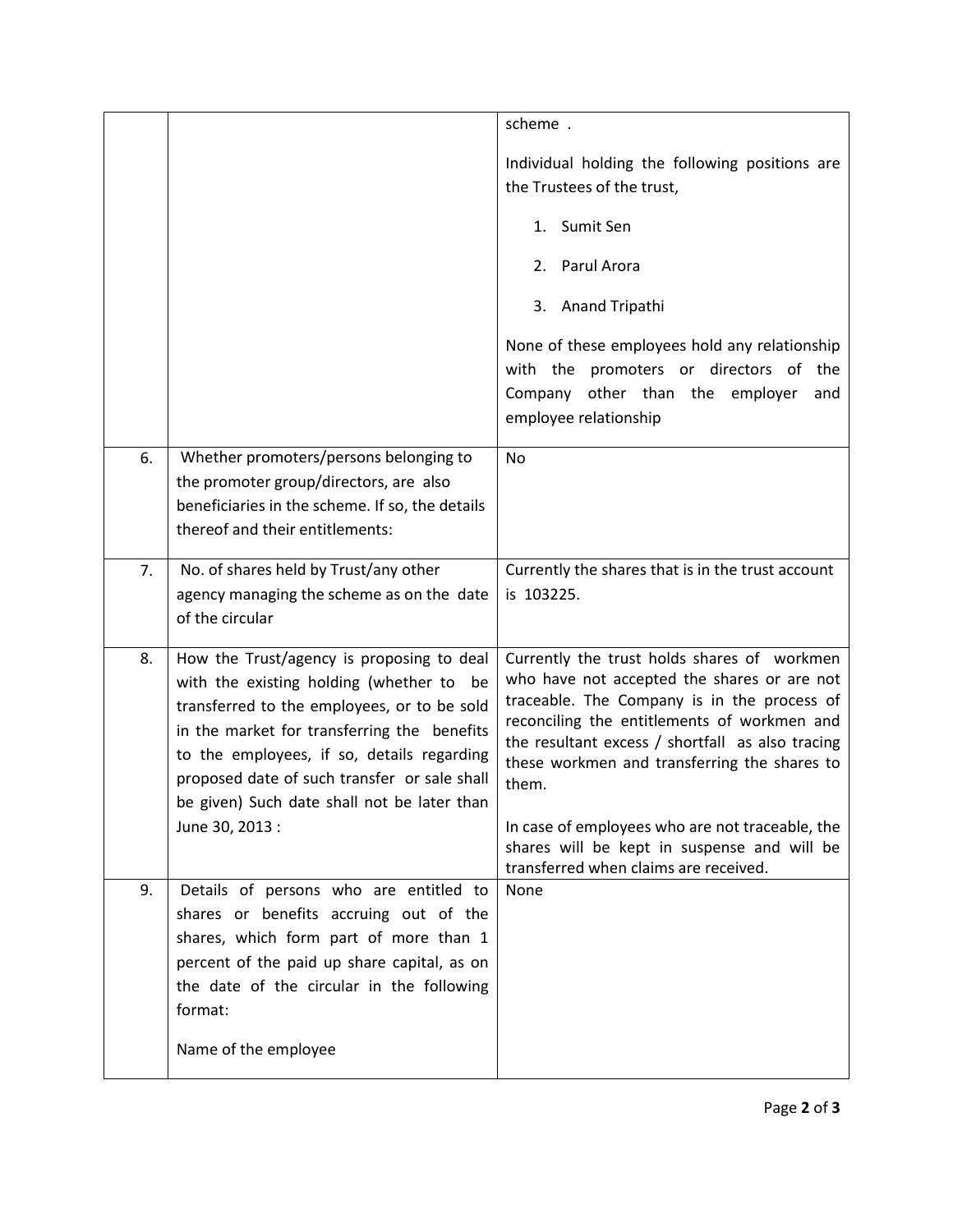| | | |
|---|---|---|
| | | scheme .<br><br>Individual holding the following positions are the Trustees of the trust,<br><br>1. Sumit Sen<br>2. Parul Arora<br>3. Anand Tripathi<br><br>None of these employees hold any relationship with the promoters or directors of the Company other than the employer and employee relationship |
| 6. | Whether promoters/persons belonging to the promoter group/directors, are also beneficiaries in the scheme. If so, the details thereof and their entitlements: | No |
| 7. | No. of shares held by Trust/any other agency managing the scheme as on the date of the circular | Currently the shares that is in the trust account is 103225. |
| 8. | How the Trust/agency is proposing to deal with the existing holding (whether to be transferred to the employees, or to be sold in the market for transferring the benefits to the employees, if so, details regarding proposed date of such transfer or sale shall be given) Such date shall not be later than June 30, 2013 : | Currently the trust holds shares of workmen who have not accepted the shares or are not traceable. The Company is in the process of reconciling the entitlements of workmen and the resultant excess / shortfall as also tracing these workmen and transferring the shares to them.<br><br>In case of employees who are not traceable, the shares will be kept in suspense and will be transferred when claims are received. |
| 9. | Details of persons who are entitled to shares or benefits accruing out of the shares, which form part of more than 1 percent of the paid up share capital, as on the date of the circular in the following format:<br><br>Name of the employee | None |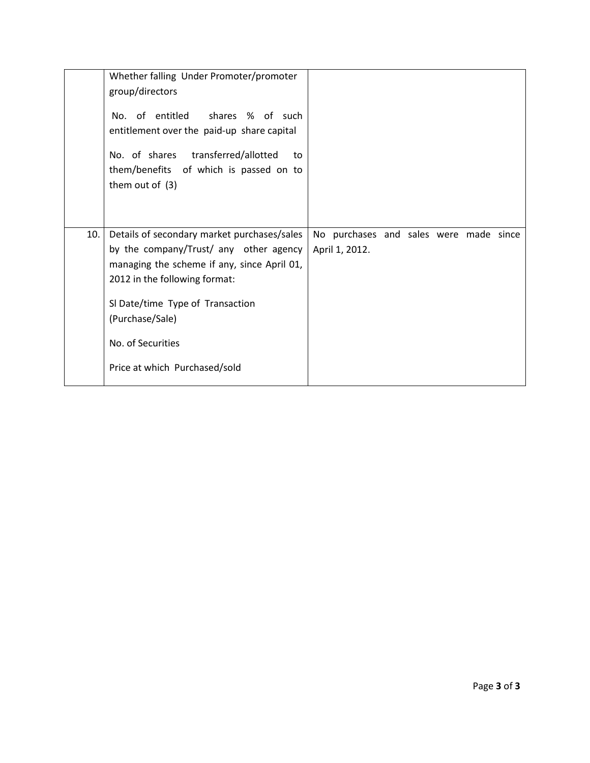| | | |
|---|---|---|
| | Whether falling Under Promoter/promoter group/directors<br><br>No. of entitled shares % of such entitlement over the paid-up share capital<br><br>No. of shares transferred/allotted to them/benefits of which is passed on to them out of (3) | |
| 10. | Details of secondary market purchases/sales by the company/Trust/ any other agency managing the scheme if any, since April 01, 2012 in the following format:<br><br>Sl Date/time Type of Transaction (Purchase/Sale)<br><br>No. of Securities<br><br>Price at which Purchased/sold | No purchases and sales were made since April 1, 2012. |